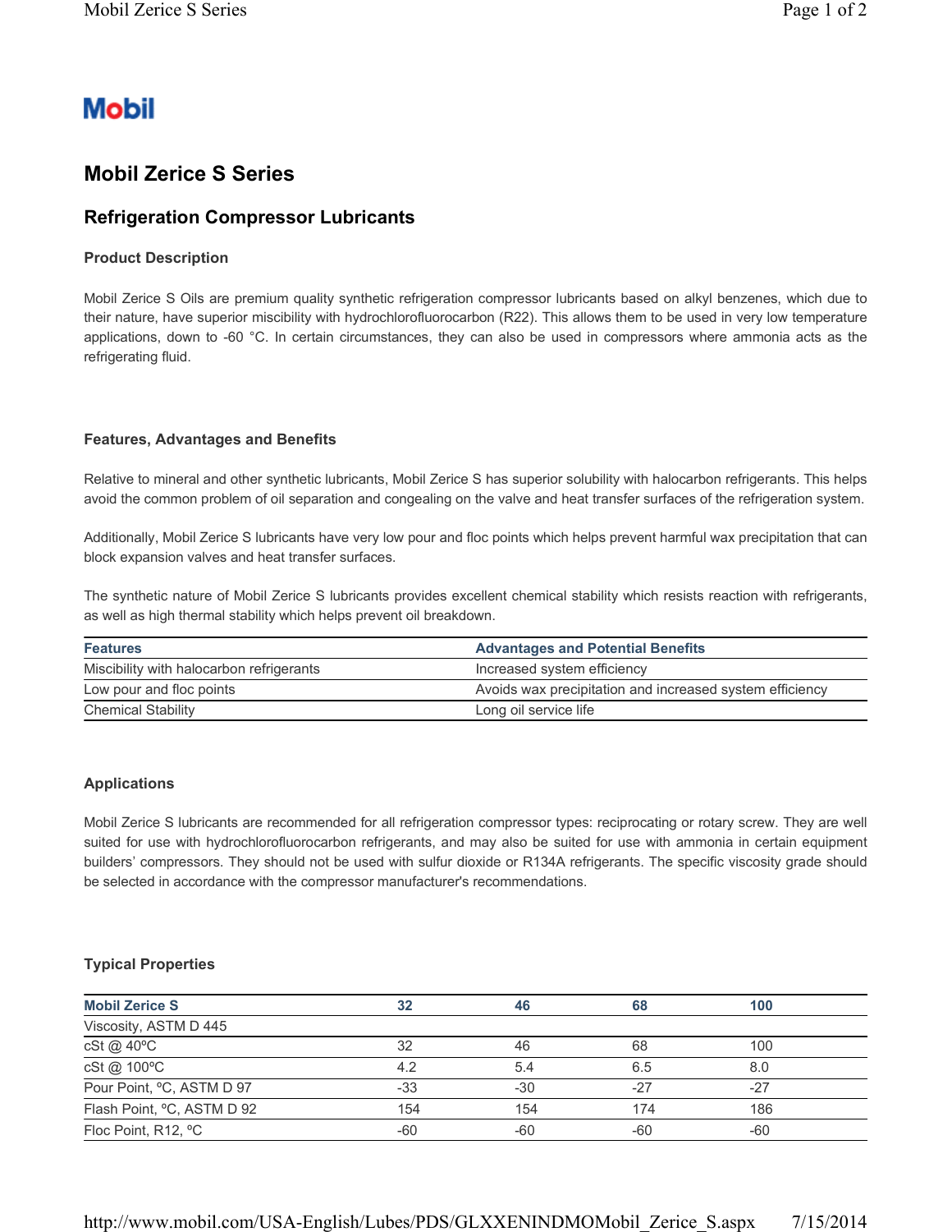Mobil

# Mobil Zerice S Series

## Refrigeration Compressor Lubricants

### Product Description

Mobil Zerice S Oils are premium quality synthetic refrigeration compressor lubricants based on alkyl benzenes, which due to their nature, have superior miscibility with hydrochlorofluorocarbon (R22). This allows them to be used in very low temperature applications, down to -60 °C. In certain circumstances, they can also be used in compressors where ammonia acts as the refrigerating fluid.

### Features, Advantages and Benefits

Relative to mineral and other synthetic lubricants, Mobil Zerice S has superior solubility with halocarbon refrigerants. This helps avoid the common problem of oil separation and congealing on the valve and heat transfer surfaces of the refrigeration system.

Additionally, Mobil Zerice S lubricants have very low pour and floc points which helps prevent harmful wax precipitation that can block expansion valves and heat transfer surfaces.

The synthetic nature of Mobil Zerice S lubricants provides excellent chemical stability which resists reaction with refrigerants, as well as high thermal stability which helps prevent oil breakdown.

| Features | Advantages and Potential Benefits |
|---|---|
| Miscibility with halocarbon refrigerants | Increased system efficiency |
| Low pour and floc points | Avoids wax precipitation and increased system efficiency |
| Chemical Stability | Long oil service life |

### Applications

Mobil Zerice S lubricants are recommended for all refrigeration compressor types: reciprocating or rotary screw. They are well suited for use with hydrochlorofluorocarbon refrigerants, and may also be suited for use with ammonia in certain equipment builders' compressors. They should not be used with sulfur dioxide or R134A refrigerants. The specific viscosity grade should be selected in accordance with the compressor manufacturer's recommendations.

### Typical Properties

| Mobil Zerice S | 32 | 46 | 68 | 100 |
|---|---|---|---|---|
| Viscosity, ASTM D 445 | | | | |
| cSt @ 40ºC | 32 | 46 | 68 | 100 |
| cSt @ 100ºC | 4.2 | 5.4 | 6.5 | 8.0 |
| Pour Point, ºC, ASTM D 97 | -33 | -30 | -27 | -27 |
| Flash Point, ºC, ASTM D 92 | 154 | 154 | 174 | 186 |
| Floc Point, R12, ºC | -60 | -60 | -60 | -60 |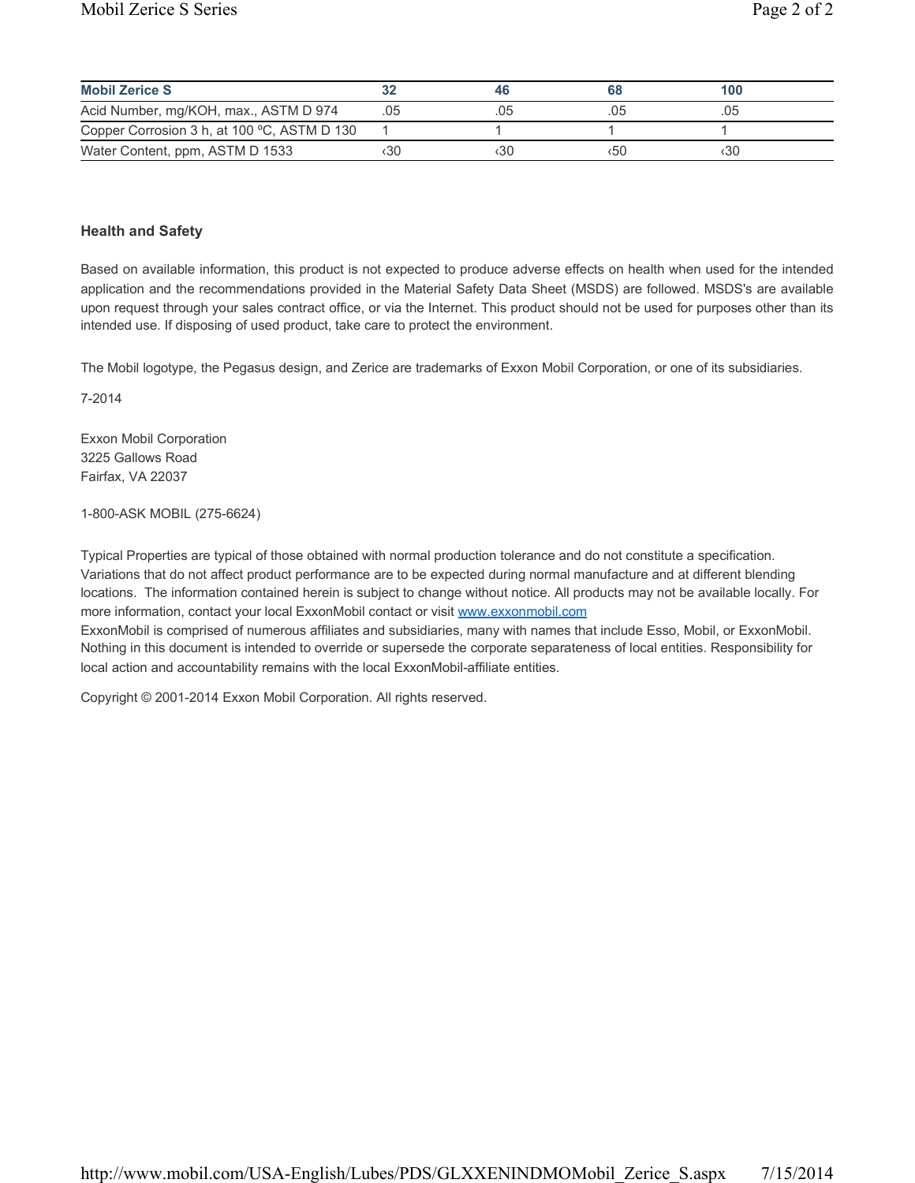| Mobil Zerice S | 32 | 46 | 68 | 100 |
|---|---|---|---|---|
| Acid Number, mg/KOH, max., ASTM D 974 | .05 | .05 | .05 | .05 |
| Copper Corrosion 3 h, at 100 ºC, ASTM D 130 | 1 | 1 | 1 | 1 |
| Water Content, ppm, ASTM D 1533 | ‹30 | ‹30 | ‹50 | ‹30 |

### Health and Safety

Based on available information, this product is not expected to produce adverse effects on health when used for the intended application and the recommendations provided in the Material Safety Data Sheet (MSDS) are followed. MSDS's are available upon request through your sales contract office, or via the Internet. This product should not be used for purposes other than its intended use. If disposing of used product, take care to protect the environment.

The Mobil logotype, the Pegasus design, and Zerice are trademarks of Exxon Mobil Corporation, or one of its subsidiaries.

7-2014

Exxon Mobil Corporation
3225 Gallows Road
Fairfax, VA 22037

1-800-ASK MOBIL (275-6624)

Typical Properties are typical of those obtained with normal production tolerance and do not constitute a specification. Variations that do not affect product performance are to be expected during normal manufacture and at different blending locations. The information contained herein is subject to change without notice. All products may not be available locally. For more information, contact your local ExxonMobil contact or visit www.exxonmobil.com
ExxonMobil is comprised of numerous affiliates and subsidiaries, many with names that include Esso, Mobil, or ExxonMobil. Nothing in this document is intended to override or supersede the corporate separateness of local entities. Responsibility for local action and accountability remains with the local ExxonMobil-affiliate entities.

Copyright © 2001-2014 Exxon Mobil Corporation. All rights reserved.